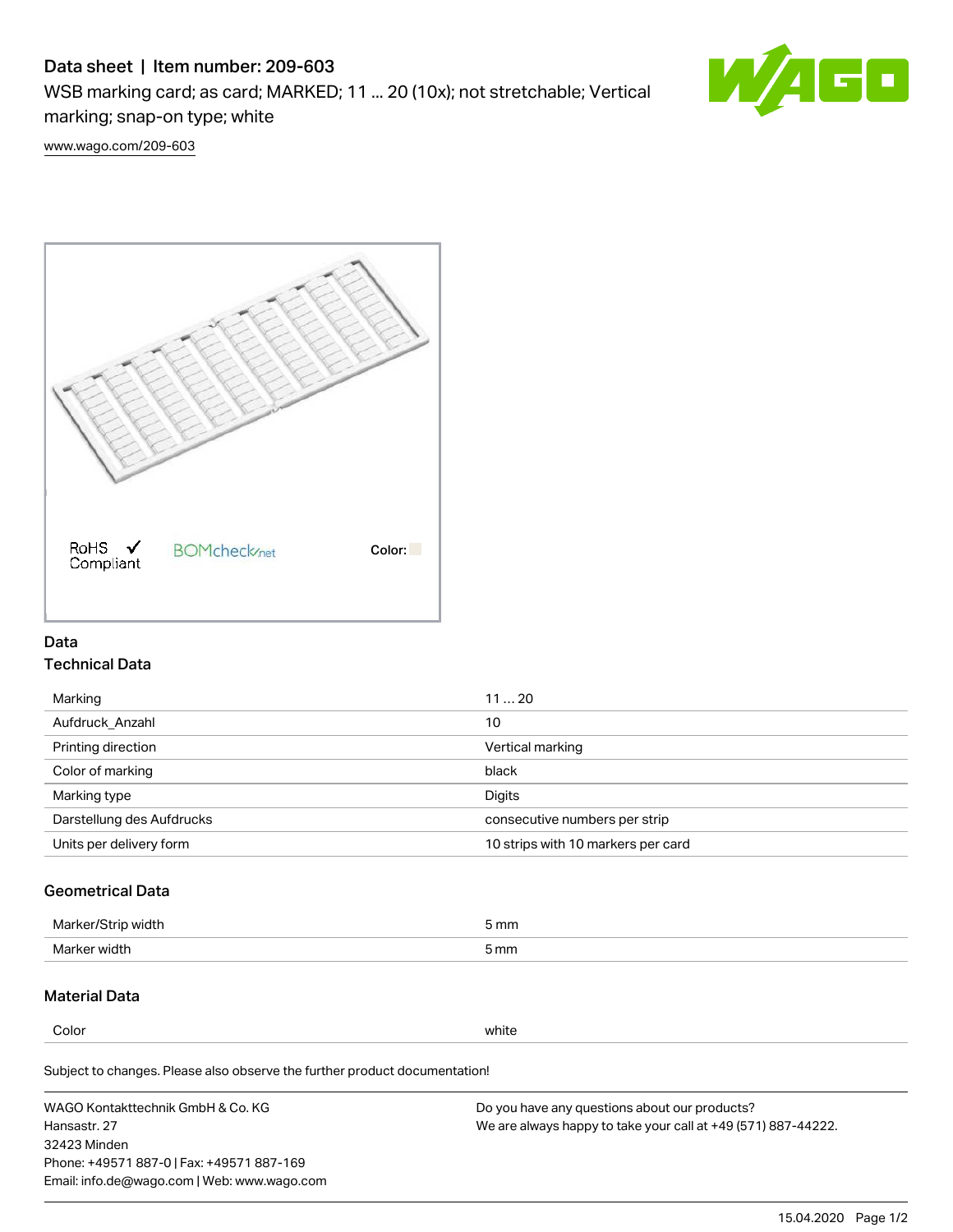# Data sheet | Item number: 209-603

WSB marking card; as card; MARKED; 11 ... 20 (10x); not stretchable; Vertical marking; snap-on type; white

www.wago.com/209-603

RoHS Compliant  BOMcheck.net  Color:

## Data

### Technical Data

| | |
|---|---|
| Marking | 11 ... 20 |
| Aufdruck_Anzahl | 10 |
| Printing direction | Vertical marking |
| Color of marking | black |
| Marking type | Digits |
| Darstellung des Aufdrucks | consecutive numbers per strip |
| Units per delivery form | 10 strips with 10 markers per card |

### Geometrical Data

| | |
|---|---|
| Marker/Strip width | 5 mm |
| Marker width | 5 mm |

### Material Data

| | |
|---|---|
| Color | white |

Subject to changes. Please also observe the further product documentation!

WAGO Kontakttechnik GmbH & Co. KG
Hansastr. 27
32423 Minden
Phone: +49571 887-0 | Fax: +49571 887-169
Email: info.de@wago.com | Web: www.wago.com

Do you have any questions about our products?
We are always happy to take your call at +49 (571) 887-44222.

15.04.2020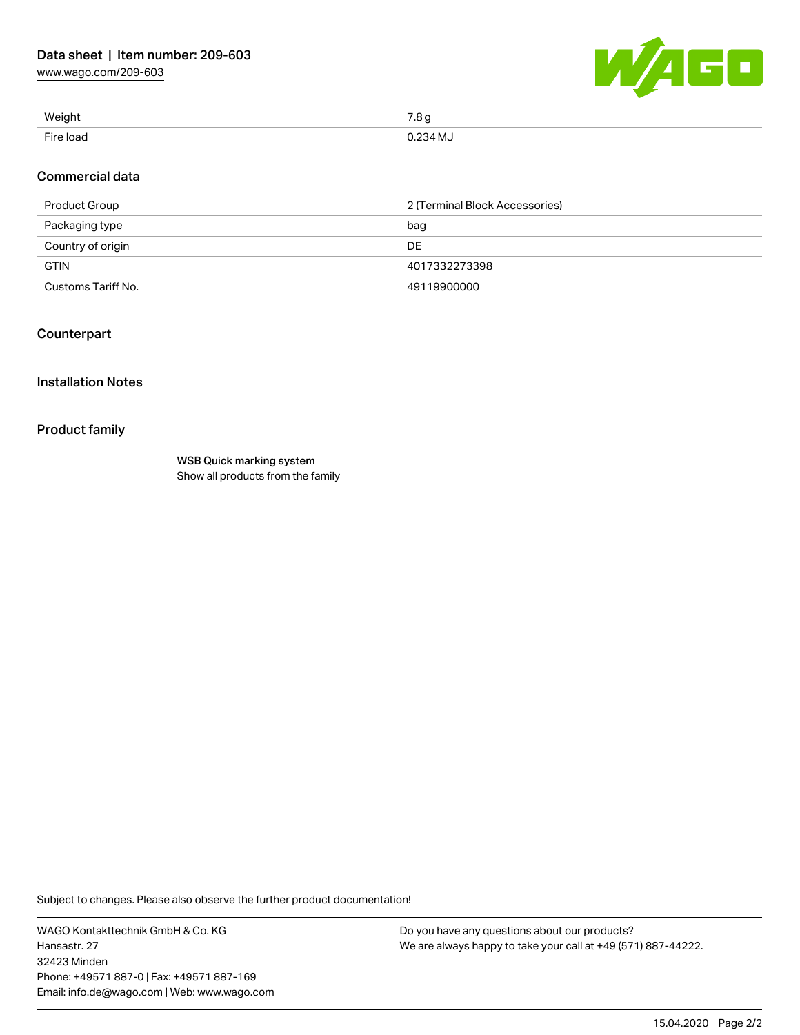| | |
|---|---|
| Weight | 7.8 g |
| Fire load | 0.234 MJ |

## Commercial data

| | |
|---|---|
| Product Group | 2 (Terminal Block Accessories) |
| Packaging type | bag |
| Country of origin | DE |
| GTIN | 4017332273398 |
| Customs Tariff No. | 49119900000 |

## Counterpart

## Installation Notes

## Product family

**WSB Quick marking system**
Show all products from the family

Subject to changes. Please also observe the further product documentation!

WAGO Kontakttechnik GmbH & Co. KG
Hansastr. 27
32423 Minden
Phone: +49571 887-0 | Fax: +49571 887-169
Email: info.de@wago.com | Web: www.wago.com

Do you have any questions about our products?
We are always happy to take your call at +49 (571) 887-44222.